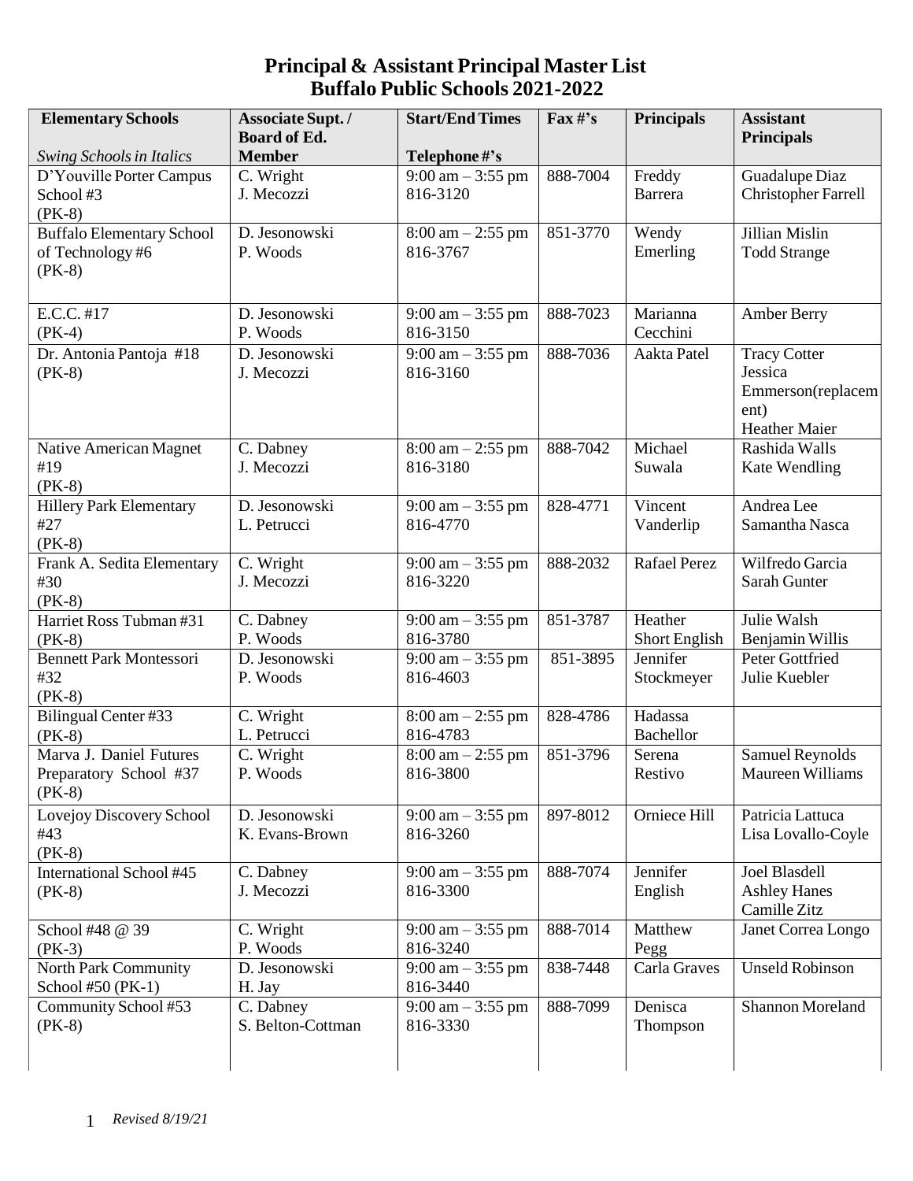# Principal & Assistant Principal Master List
# Buffalo Public Schools 2021-2022

| Elementary Schools<br>*Swing Schools in Italics* | Associate Supt. / Board of Ed. Member | Start/End Times<br>Telephone #'s | Fax #'s | Principals | Assistant Principals |
|---|---|---|---|---|---|
| D'Youville Porter Campus School #3 (PK-8) | C. Wright<br>J. Mecozzi | 9:00 am – 3:55 pm<br>816-3120 | 888-7004 | Freddy Barrera | Guadalupe Diaz<br>Christopher Farrell |
| Buffalo Elementary School of Technology #6 (PK-8) | D. Jesonowski<br>P. Woods | 8:00 am – 2:55 pm<br>816-3767 | 851-3770 | Wendy Emerling | Jillian Mislin<br>Todd Strange |
| E.C.C. #17 (PK-4) | D. Jesonowski<br>P. Woods | 9:00 am – 3:55 pm<br>816-3150 | 888-7023 | Marianna Cecchini | Amber Berry |
| Dr. Antonia Pantoja #18 (PK-8) | D. Jesonowski<br>J. Mecozzi | 9:00 am – 3:55 pm<br>816-3160 | 888-7036 | Aakta Patel | Tracy Cotter<br>Jessica Emmerson(replacement)<br>Heather Maier |
| Native American Magnet #19 (PK-8) | C. Dabney<br>J. Mecozzi | 8:00 am – 2:55 pm<br>816-3180 | 888-7042 | Michael Suwala | Rashida Walls<br>Kate Wendling |
| Hillery Park Elementary #27 (PK-8) | D. Jesonowski<br>L. Petrucci | 9:00 am – 3:55 pm<br>816-4770 | 828-4771 | Vincent Vanderlip | Andrea Lee<br>Samantha Nasca |
| Frank A. Sedita Elementary #30 (PK-8) | C. Wright<br>J. Mecozzi | 9:00 am – 3:55 pm<br>816-3220 | 888-2032 | Rafael Perez | Wilfredo Garcia<br>Sarah Gunter |
| Harriet Ross Tubman #31 (PK-8) | C. Dabney<br>P. Woods | 9:00 am – 3:55 pm<br>816-3780 | 851-3787 | Heather Short English | Julie Walsh<br>Benjamin Willis |
| Bennett Park Montessori #32 (PK-8) | D. Jesonowski<br>P. Woods | 9:00 am – 3:55 pm<br>816-4603 | 851-3895 | Jennifer Stockmeyer | Peter Gottfried<br>Julie Kuebler |
| Bilingual Center #33 (PK-8) | C. Wright<br>L. Petrucci | 8:00 am – 2:55 pm<br>816-4783 | 828-4786 | Hadassa Bachellor | |
| Marva J. Daniel Futures Preparatory School #37 (PK-8) | C. Wright<br>P. Woods | 8:00 am – 2:55 pm<br>816-3800 | 851-3796 | Serena Restivo | Samuel Reynolds<br>Maureen Williams |
| Lovejoy Discovery School #43 (PK-8) | D. Jesonowski<br>K. Evans-Brown | 9:00 am – 3:55 pm<br>816-3260 | 897-8012 | Orniece Hill | Patricia Lattuca<br>Lisa Lovallo-Coyle |
| International School #45 (PK-8) | C. Dabney<br>J. Mecozzi | 9:00 am – 3:55 pm<br>816-3300 | 888-7074 | Jennifer English | Joel Blasdell<br>Ashley Hanes<br>Camille Zitz |
| School #48 @ 39 (PK-3) | C. Wright<br>P. Woods | 9:00 am – 3:55 pm<br>816-3240 | 888-7014 | Matthew Pegg | Janet Correa Longo |
| North Park Community School #50 (PK-1) | D. Jesonowski<br>H. Jay | 9:00 am – 3:55 pm<br>816-3440 | 838-7448 | Carla Graves | Unseld Robinson |
| Community School #53 (PK-8) | C. Dabney<br>S. Belton-Cottman | 9:00 am – 3:55 pm<br>816-3330 | 888-7099 | Denisca Thompson | Shannon Moreland |

*Revised 8/19/21*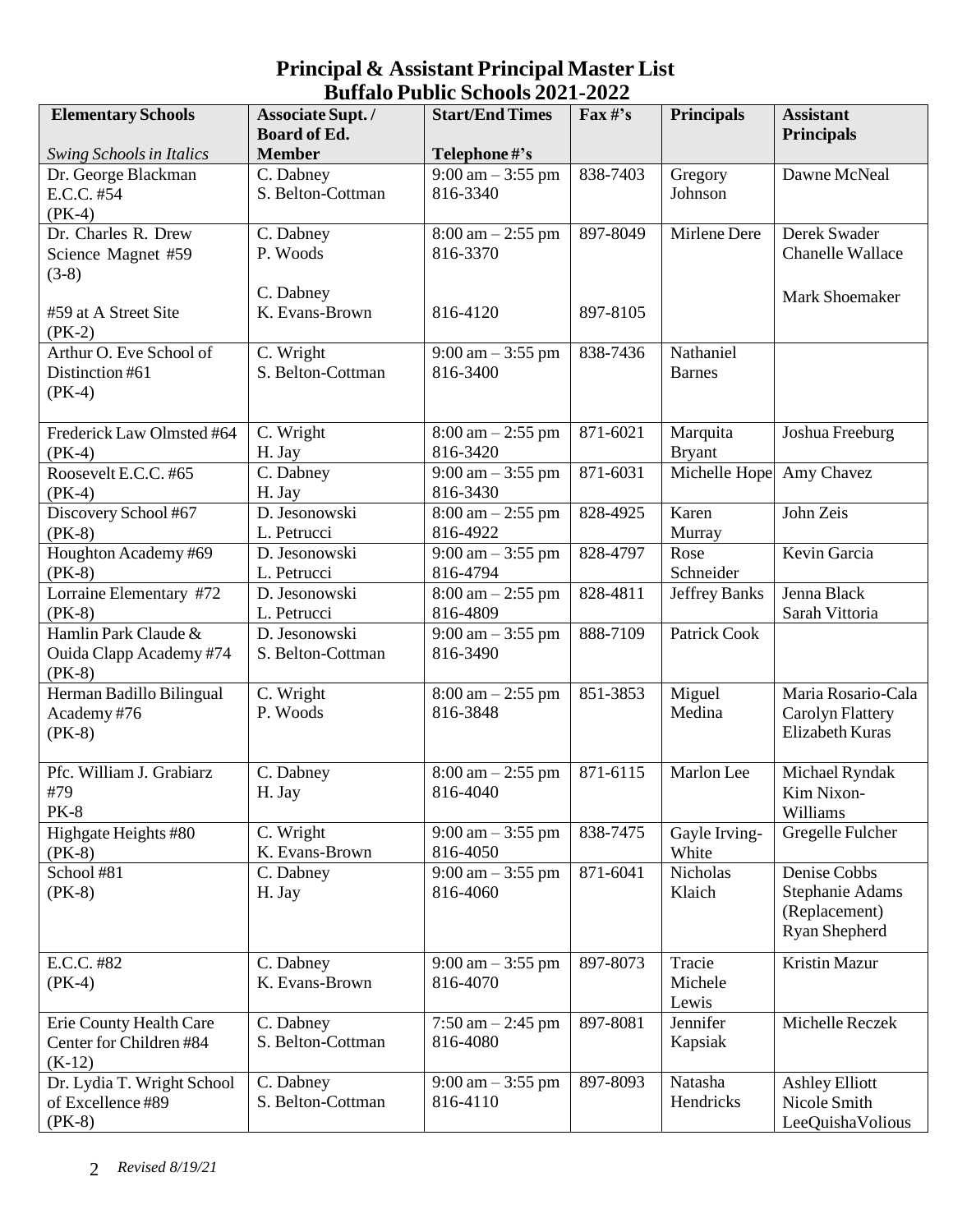# Principal & Assistant Principal Master List
## Buffalo Public Schools 2021-2022

| Elementary Schools<br>*Swing Schools in Italics* | Associate Supt. / Board of Ed. Member | Start/End Times<br>Telephone #'s | Fax #'s | Principals | Assistant Principals |
|---|---|---|---|---|---|
| Dr. George Blackman E.C.C. #54 (PK-4) | C. Dabney<br>S. Belton-Cottman | 9:00 am – 3:55 pm<br>816-3340 | 838-7403 | Gregory Johnson | Dawne McNeal |
| Dr. Charles R. Drew Science Magnet #59 (3-8)<br><br>#59 at A Street Site (PK-2) | C. Dabney<br>P. Woods<br><br>C. Dabney<br>K. Evans-Brown | 8:00 am – 2:55 pm<br>816-3370<br><br>816-4120 | 897-8049<br><br>897-8105 | Mirlene Dere | Derek Swader<br>Chanelle Wallace<br><br>Mark Shoemaker |
| Arthur O. Eve School of Distinction #61 (PK-4) | C. Wright<br>S. Belton-Cottman | 9:00 am – 3:55 pm<br>816-3400 | 838-7436 | Nathaniel Barnes | |
| Frederick Law Olmsted #64 (PK-4) | C. Wright<br>H. Jay | 8:00 am – 2:55 pm<br>816-3420 | 871-6021 | Marquita Bryant | Joshua Freeburg |
| Roosevelt E.C.C. #65 (PK-4) | C. Dabney<br>H. Jay | 9:00 am – 3:55 pm<br>816-3430 | 871-6031 | Michelle Hope | Amy Chavez |
| Discovery School #67 (PK-8) | D. Jesonowski<br>L. Petrucci | 8:00 am – 2:55 pm<br>816-4922 | 828-4925 | Karen Murray | John Zeis |
| Houghton Academy #69 (PK-8) | D. Jesonowski<br>L. Petrucci | 9:00 am – 3:55 pm<br>816-4794 | 828-4797 | Rose Schneider | Kevin Garcia |
| Lorraine Elementary #72 (PK-8) | D. Jesonowski<br>L. Petrucci | 8:00 am – 2:55 pm<br>816-4809 | 828-4811 | Jeffrey Banks | Jenna Black<br>Sarah Vittoria |
| Hamlin Park Claude & Ouida Clapp Academy #74 (PK-8) | D. Jesonowski<br>S. Belton-Cottman | 9:00 am – 3:55 pm<br>816-3490 | 888-7109 | Patrick Cook | |
| Herman Badillo Bilingual Academy #76 (PK-8) | C. Wright<br>P. Woods | 8:00 am – 2:55 pm<br>816-3848 | 851-3853 | Miguel Medina | Maria Rosario-Cala<br>Carolyn Flattery<br>Elizabeth Kuras |
| Pfc. William J. Grabiarz #79 PK-8 | C. Dabney<br>H. Jay | 8:00 am – 2:55 pm<br>816-4040 | 871-6115 | Marlon Lee | Michael Ryndak<br>Kim Nixon-Williams |
| Highgate Heights #80 (PK-8) | C. Wright<br>K. Evans-Brown | 9:00 am – 3:55 pm<br>816-4050 | 838-7475 | Gayle Irving-White | Gregelle Fulcher |
| School #81 (PK-8) | C. Dabney<br>H. Jay | 9:00 am – 3:55 pm<br>816-4060 | 871-6041 | Nicholas Klaich | Denise Cobbs<br>Stephanie Adams (Replacement)<br>Ryan Shepherd |
| E.C.C. #82 (PK-4) | C. Dabney<br>K. Evans-Brown | 9:00 am – 3:55 pm<br>816-4070 | 897-8073 | Tracie Michele Lewis | Kristin Mazur |
| Erie County Health Care Center for Children #84 (K-12) | C. Dabney<br>S. Belton-Cottman | 7:50 am – 2:45 pm<br>816-4080 | 897-8081 | Jennifer Kapsiak | Michelle Reczek |
| Dr. Lydia T. Wright School of Excellence #89 (PK-8) | C. Dabney<br>S. Belton-Cottman | 9:00 am – 3:55 pm<br>816-4110 | 897-8093 | Natasha Hendricks | Ashley Elliott<br>Nicole Smith<br>LeeQuishaVolious |

*Revised 8/19/21*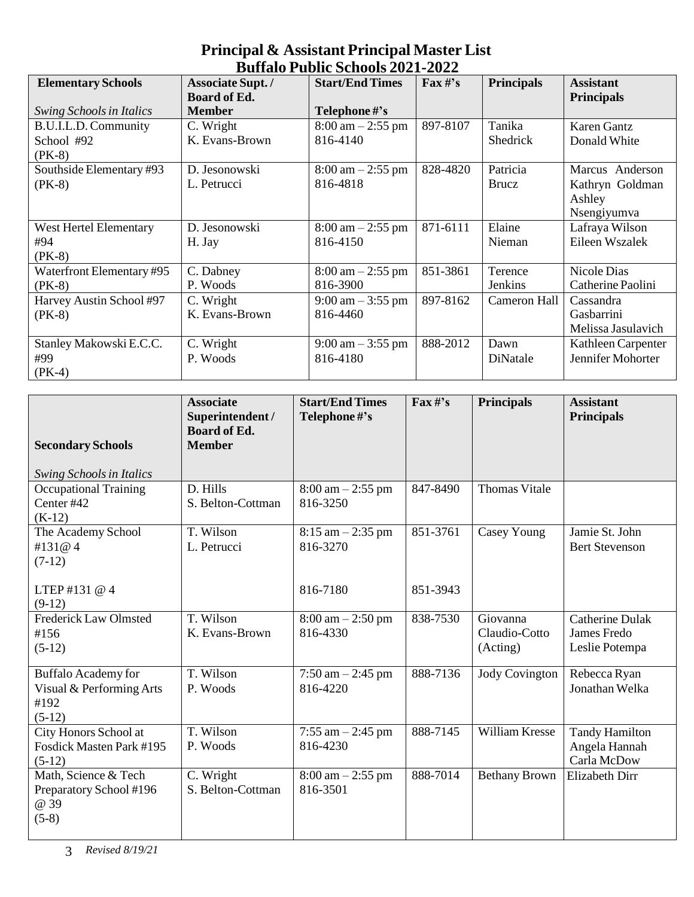# Principal & Assistant Principal Master List
## Buffalo Public Schools 2021-2022

| **Elementary Schools**<br>*Swing Schools in Italics* | **Associate Supt. / Board of Ed. Member** | **Start/End Times**<br>**Telephone #'s** | **Fax #'s** | **Principals** | **Assistant Principals** |
|---|---|---|---|---|---|
| B.U.I.L.D. Community School #92 (PK-8) | C. Wright<br>K. Evans-Brown | 8:00 am – 2:55 pm<br>816-4140 | 897-8107 | Tanika Shedrick | Karen Gantz<br>Donald White |
| Southside Elementary #93 (PK-8) | D. Jesonowski<br>L. Petrucci | 8:00 am – 2:55 pm<br>816-4818 | 828-4820 | Patricia Brucz | Marcus Anderson<br>Kathryn Goldman<br>Ashley Nsengiyumva |
| West Hertel Elementary #94 (PK-8) | D. Jesonowski<br>H. Jay | 8:00 am – 2:55 pm<br>816-4150 | 871-6111 | Elaine Nieman | Lafraya Wilson<br>Eileen Wszalek |
| Waterfront Elementary #95 (PK-8) | C. Dabney<br>P. Woods | 8:00 am – 2:55 pm<br>816-3900 | 851-3861 | Terence Jenkins | Nicole Dias<br>Catherine Paolini |
| Harvey Austin School #97 (PK-8) | C. Wright<br>K. Evans-Brown | 9:00 am – 3:55 pm<br>816-4460 | 897-8162 | Cameron Hall | Cassandra Gasbarrini<br>Melissa Jasulavich |
| Stanley Makowski E.C.C. #99 (PK-4) | C. Wright<br>P. Woods | 9:00 am – 3:55 pm<br>816-4180 | 888-2012 | Dawn DiNatale | Kathleen Carpenter<br>Jennifer Mohorter |

| **Secondary Schools**<br>*Swing Schools in Italics* | **Associate Superintendent / Board of Ed. Member** | **Start/End Times Telephone #'s** | **Fax #'s** | **Principals** | **Assistant Principals** |
|---|---|---|---|---|---|
| Occupational Training Center #42 (K-12) | D. Hills<br>S. Belton-Cottman | 8:00 am – 2:55 pm<br>816-3250 | 847-8490 | Thomas Vitale | |
| The Academy School #131@ 4 (7-12)<br><br>LTEP #131 @ 4 (9-12) | T. Wilson<br>L. Petrucci | 8:15 am – 2:35 pm<br>816-3270<br><br>816-7180 | 851-3761<br><br>851-3943 | Casey Young | Jamie St. John<br>Bert Stevenson |
| Frederick Law Olmsted #156 (5-12) | T. Wilson<br>K. Evans-Brown | 8:00 am – 2:50 pm<br>816-4330 | 838-7530 | Giovanna Claudio-Cotto (Acting) | Catherine Dulak<br>James Fredo<br>Leslie Potempa |
| Buffalo Academy for Visual & Performing Arts #192 (5-12) | T. Wilson<br>P. Woods | 7:50 am – 2:45 pm<br>816-4220 | 888-7136 | Jody Covington | Rebecca Ryan<br>Jonathan Welka |
| City Honors School at Fosdick Masten Park #195 (5-12) | T. Wilson<br>P. Woods | 7:55 am – 2:45 pm<br>816-4230 | 888-7145 | William Kresse | Tandy Hamilton<br>Angela Hannah<br>Carla McDow |
| Math, Science & Tech Preparatory School #196 @ 39 (5-8) | C. Wright<br>S. Belton-Cottman | 8:00 am – 2:55 pm<br>816-3501 | 888-7014 | Bethany Brown | Elizabeth Dirr |

*Revised 8/19/21*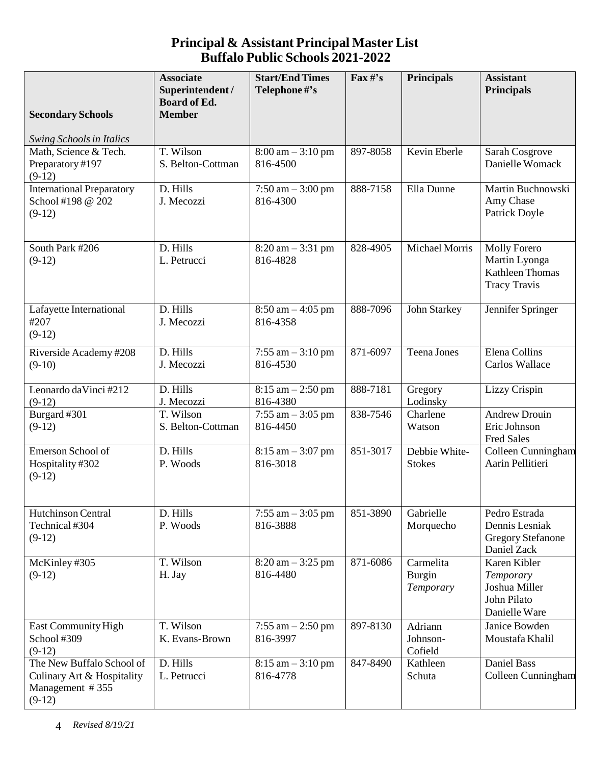# Principal & Assistant Principal Master List
## Buffalo Public Schools 2021-2022

| **Secondary Schools**<br><br>*Swing Schools in Italics* | **Associate Superintendent / Board of Ed. Member** | **Start/End Times Telephone #'s** | **Fax #'s** | **Principals** | **Assistant Principals** |
|---|---|---|---|---|---|
| Math, Science & Tech. Preparatory #197 (9-12) | T. Wilson<br>S. Belton-Cottman | 8:00 am – 3:10 pm<br>816-4500 | 897-8058 | Kevin Eberle | Sarah Cosgrove<br>Danielle Womack |
| International Preparatory School #198 @ 202 (9-12) | D. Hills<br>J. Mecozzi | 7:50 am – 3:00 pm<br>816-4300 | 888-7158 | Ella Dunne | Martin Buchnowski<br>Amy Chase<br>Patrick Doyle |
| South Park #206 (9-12) | D. Hills<br>L. Petrucci | 8:20 am – 3:31 pm<br>816-4828 | 828-4905 | Michael Morris | Molly Forero<br>Martin Lyonga<br>Kathleen Thomas<br>Tracy Travis |
| Lafayette International #207 (9-12) | D. Hills<br>J. Mecozzi | 8:50 am – 4:05 pm<br>816-4358 | 888-7096 | John Starkey | Jennifer Springer |
| Riverside Academy #208 (9-10) | D. Hills<br>J. Mecozzi | 7:55 am – 3:10 pm<br>816-4530 | 871-6097 | Teena Jones | Elena Collins<br>Carlos Wallace |
| Leonardo daVinci #212 (9-12) | D. Hills<br>J. Mecozzi | 8:15 am – 2:50 pm<br>816-4380 | 888-7181 | Gregory Lodinsky | Lizzy Crispin |
| Burgard #301 (9-12) | T. Wilson<br>S. Belton-Cottman | 7:55 am – 3:05 pm<br>816-4450 | 838-7546 | Charlene Watson | Andrew Drouin<br>Eric Johnson<br>Fred Sales |
| Emerson School of Hospitality #302 (9-12) | D. Hills<br>P. Woods | 8:15 am – 3:07 pm<br>816-3018 | 851-3017 | Debbie White-Stokes | Colleen Cunningham<br>Aarin Pellitieri |
| Hutchinson Central Technical #304 (9-12) | D. Hills<br>P. Woods | 7:55 am – 3:05 pm<br>816-3888 | 851-3890 | Gabrielle Morquecho | Pedro Estrada<br>Dennis Lesniak<br>Gregory Stefanone<br>Daniel Zack |
| McKinley #305 (9-12) | T. Wilson<br>H. Jay | 8:20 am – 3:25 pm<br>816-4480 | 871-6086 | Carmelita Burgin<br>*Temporary* | Karen Kibler<br>*Temporary*<br>Joshua Miller<br>John Pilato<br>Danielle Ware |
| East Community High School #309 (9-12) | T. Wilson<br>K. Evans-Brown | 7:55 am – 2:50 pm<br>816-3997 | 897-8130 | Adriann Johnson-Cofield | Janice Bowden<br>Moustafa Khalil |
| The New Buffalo School of Culinary Art & Hospitality Management # 355 (9-12) | D. Hills<br>L. Petrucci | 8:15 am – 3:10 pm<br>816-4778 | 847-8490 | Kathleen Schuta | Daniel Bass<br>Colleen Cunningham |

*Revised 8/19/21*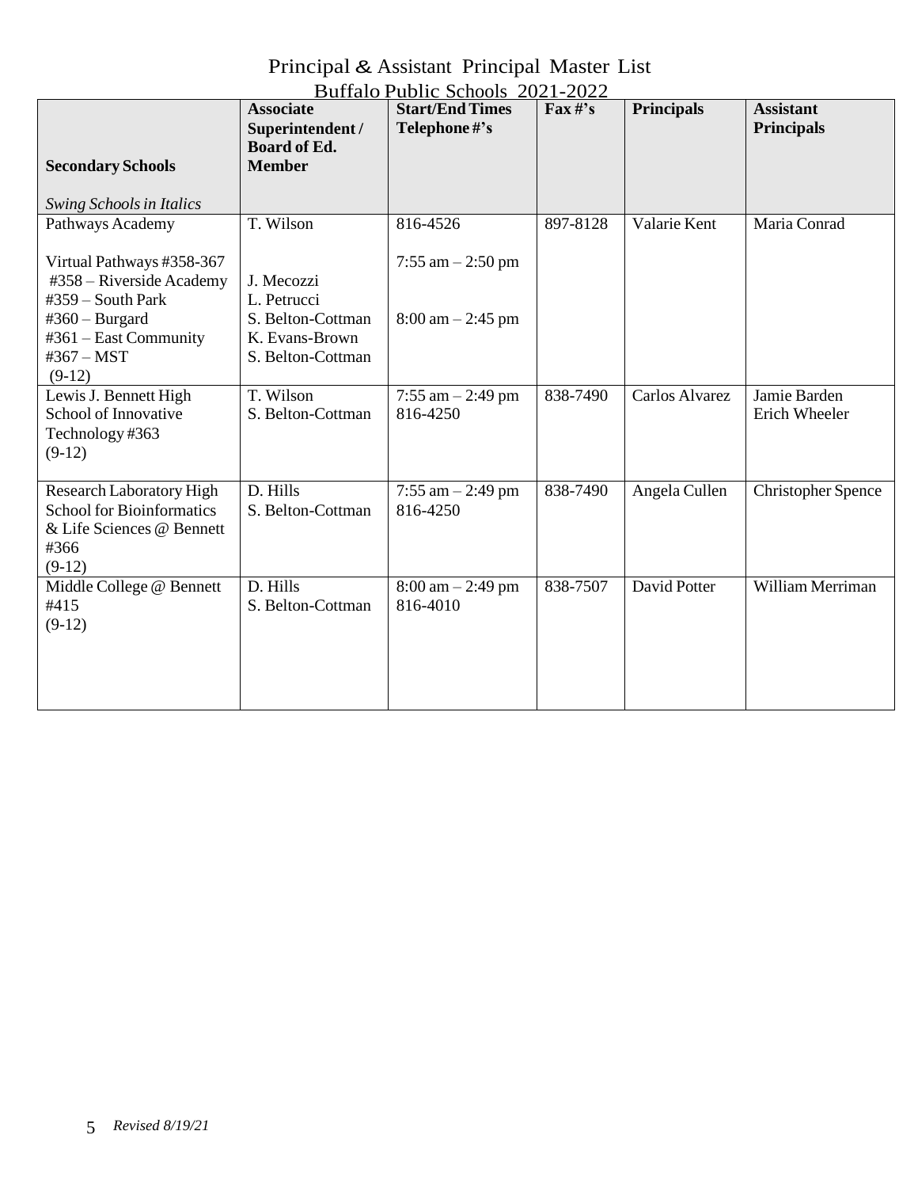# Principal & Assistant Principal Master List

## Buffalo Public Schools 2021-2022

| **Secondary Schools**<br><br>*Swing Schools in Italics* | **Associate Superintendent / Board of Ed. Member** | **Start/End Times Telephone #'s** | **Fax #'s** | **Principals** | **Assistant Principals** |
|---|---|---|---|---|---|
| Pathways Academy<br><br>Virtual Pathways #358-367<br>#358 – Riverside Academy<br>#359 – South Park<br>#360 – Burgard<br>#361 – East Community<br>#367 – MST<br>(9-12) | T. Wilson<br><br><br>J. Mecozzi<br>L. Petrucci<br>S. Belton-Cottman<br>K. Evans-Brown<br>S. Belton-Cottman | 816-4526<br><br>7:55 am – 2:50 pm<br><br><br>8:00 am – 2:45 pm | 897-8128 | Valarie Kent | Maria Conrad |
| Lewis J. Bennett High School of Innovative Technology #363<br>(9-12) | T. Wilson<br>S. Belton-Cottman | 7:55 am – 2:49 pm<br>816-4250 | 838-7490 | Carlos Alvarez | Jamie Barden<br>Erich Wheeler |
| Research Laboratory High School for Bioinformatics & Life Sciences @ Bennett #366<br>(9-12) | D. Hills<br>S. Belton-Cottman | 7:55 am – 2:49 pm<br>816-4250 | 838-7490 | Angela Cullen | Christopher Spence |
| Middle College @ Bennett #415<br>(9-12) | D. Hills<br>S. Belton-Cottman | 8:00 am – 2:49 pm<br>816-4010 | 838-7507 | David Potter | William Merriman |

*Revised 8/19/21*